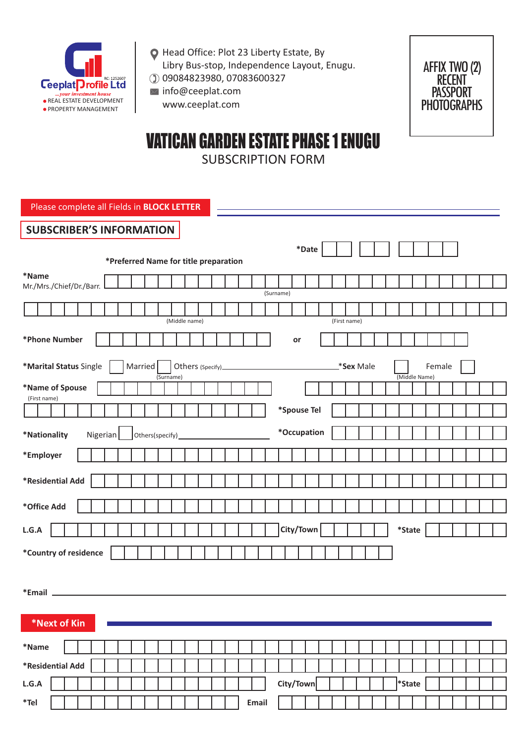Ceeplat Profile Ltd
RC: 1252607
...your investment house
- REAL ESTATE DEVELOPMENT
- PROPERTY MANAGEMENT

Head Office: Plot 23 Liberty Estate, By Libry Bus-stop, Independence Layout, Enugu.
09084823980, 07083600327
info@ceeplat.com
www.ceeplat.com

AFFIX TWO (2) RECENT PASSPORT PHOTOGRAPHS

# VATICAN GARDEN ESTATE PHASE 1 ENUGU

## SUBSCRIPTION FORM

Please complete all Fields in **BLOCK LETTER**

## SUBSCRIBER'S INFORMATION

**\*Date** ____ ____ ________

**\*Preferred Name for title preparation**

**\*Name**
Mr./Mrs./Chief/Dr./Barr. ______________________________
(Surname)

______________________________ ______________________________
(Middle name) (First name)

**\*Phone Number** ______________________________ **or** ______________________________

**\*Marital Status** Single ☐ Married ☐ Others (Specify)________________ **\*Sex** Male ☐ Female ☐

**\*Name of Spouse** ______________________________ ______________________________
(First name) (Surname) (Middle Name)

______________________________ **\*Spouse Tel** ______________________________

**\*Nationality** Nigerian ☐ Others(specify)________________ **\*Occupation** ______________________________

**\*Employer** ______________________________

**\*Residential Add** ______________________________

**\*Office Add** ______________________________

**L.G.A** ______________________________ **City/Town** ______________ **\*State** ______________

**\*Country of residence** ______________________________

**\*Email** ______________________________

## \*Next of Kin

**\*Name** ______________________________

**\*Residential Add** ______________________________

**L.G.A** ______________________________ **City/Town** ______________ **\*State** ______________

**\*Tel** ______________________________ **Email** ______________________________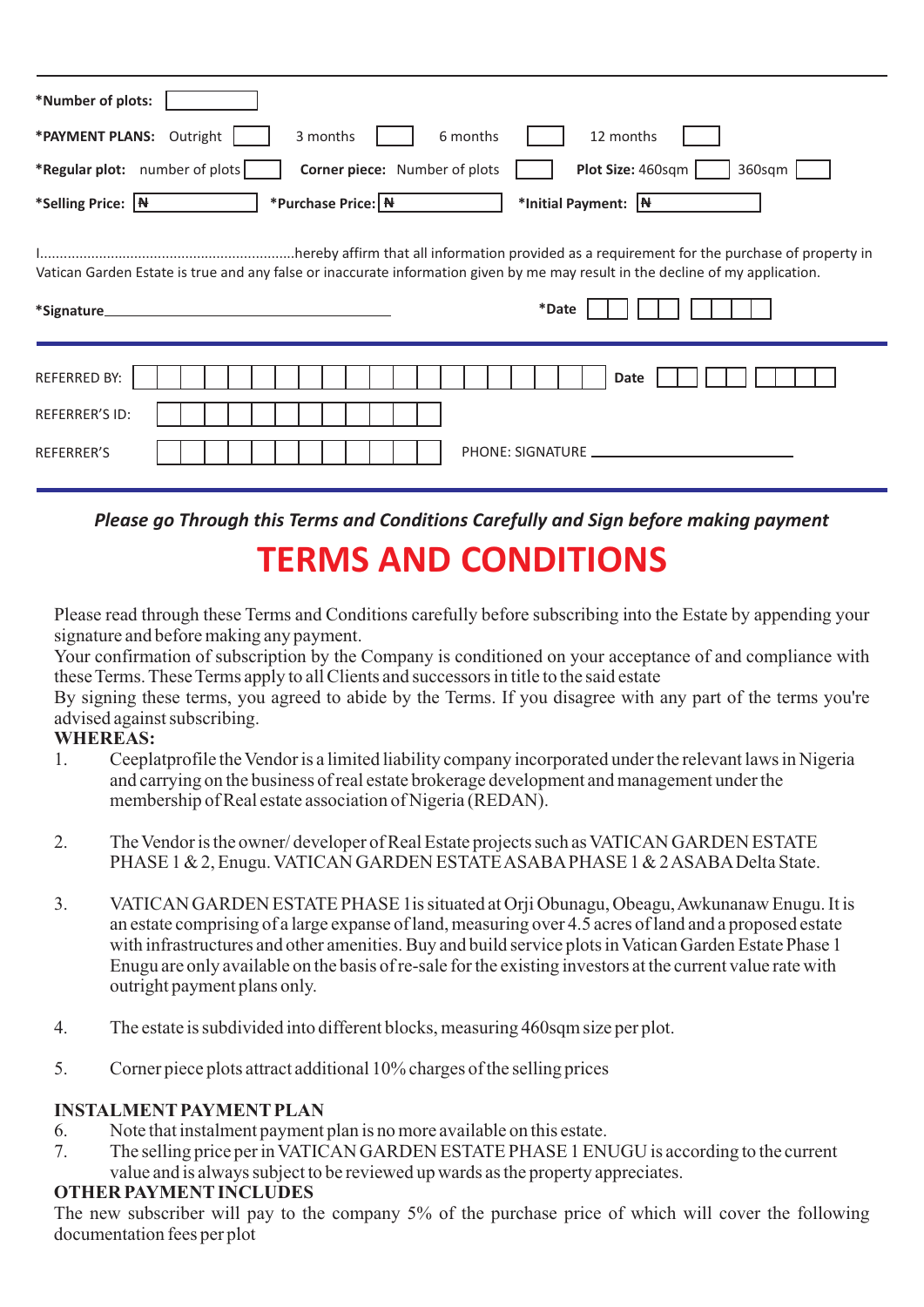*Number of plots: [ ]

*PAYMENT PLANS: Outright [ ] 3 months [ ] 6 months [ ] 12 months [ ]

*Regular plot: number of plots [ ] **Corner piece:** Number of plots [ ] **Plot Size:** 460sqm [ ] 360sqm [ ]

*Selling Price: ₦ *Purchase Price: ₦ *Initial Payment: ₦

I.................................................................hereby affirm that all information provided as a requirement for the purchase of property in Vatican Garden Estate is true and any false or inaccurate information given by me may result in the decline of my application.

*Signature______________________________ *Date [ ][ ] [ ][ ] [ ][ ][ ][ ]

REFERRED BY: [ ] Date [ ][ ] [ ][ ] [ ][ ][ ][ ]

REFERRER'S ID: [ ]

REFERRER'S [ ] PHONE: SIGNATURE ______________________

***Please go Through this Terms and Conditions Carefully and Sign before making payment***

# TERMS AND CONDITIONS

Please read through these Terms and Conditions carefully before subscribing into the Estate by appending your signature and before making any payment.

Your confirmation of subscription by the Company is conditioned on your acceptance of and compliance with these Terms. These Terms apply to all Clients and successors in title to the said estate

By signing these terms, you agreed to abide by the Terms. If you disagree with any part of the terms you're advised against subscribing.

**WHEREAS:**

1. Ceeplatprofile the Vendor is a limited liability company incorporated under the relevant laws in Nigeria and carrying on the business of real estate brokerage development and management under the membership of Real estate association of Nigeria (REDAN).

2. The Vendor is the owner/ developer of Real Estate projects such as VATICAN GARDEN ESTATE PHASE 1 & 2, Enugu. VATICAN GARDEN ESTATE ASABA PHASE 1 & 2 ASABA Delta State.

3. VATICAN GARDEN ESTATE PHASE 1is situated at Orji Obunagu, Obeagu, Awkunanaw Enugu. It is an estate comprising of a large expanse of land, measuring over 4.5 acres of land and a proposed estate with infrastructures and other amenities. Buy and build service plots in Vatican Garden Estate Phase 1 Enugu are only available on the basis of re-sale for the existing investors at the current value rate with outright payment plans only.

4. The estate is subdivided into different blocks, measuring 460sqm size per plot.

5. Corner piece plots attract additional 10% charges of the selling prices

**INSTALMENT PAYMENT PLAN**

6. Note that instalment payment plan is no more available on this estate.
7. The selling price per in VATICAN GARDEN ESTATE PHASE 1 ENUGU is according to the current value and is always subject to be reviewed up wards as the property appreciates.

**OTHER PAYMENT INCLUDES**

The new subscriber will pay to the company 5% of the purchase price of which will cover the following documentation fees per plot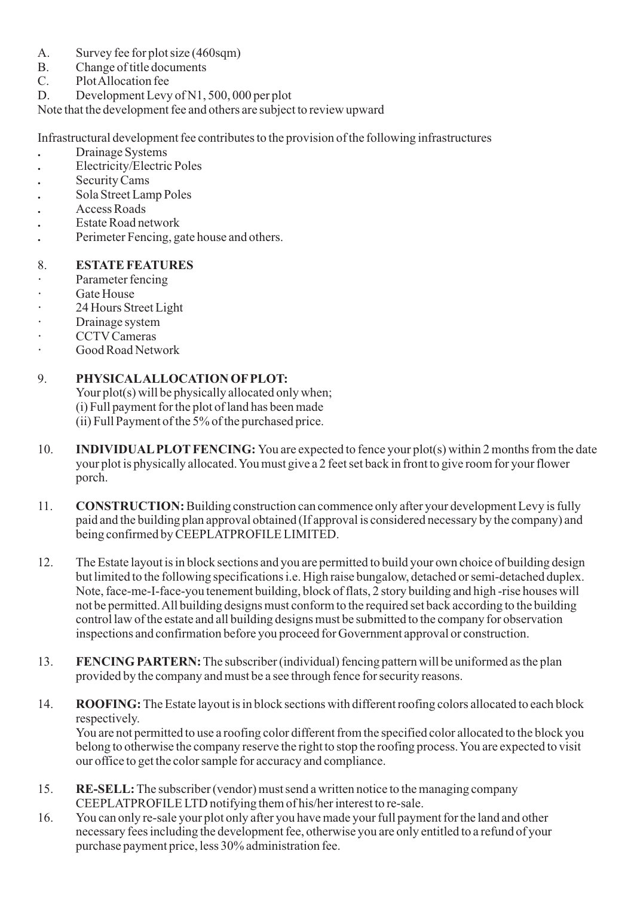A. Survey fee for plot size (460sqm)
B. Change of title documents
C. Plot Allocation fee
D. Development Levy of N1, 500, 000 per plot

Note that the development fee and others are subject to review upward

Infrastructural development fee contributes to the provision of the following infrastructures

- Drainage Systems
- Electricity/Electric Poles
- Security Cams
- Sola Street Lamp Poles
- Access Roads
- Estate Road network
- Perimeter Fencing, gate house and others.

8. **ESTATE FEATURES**

- Parameter fencing
- Gate House
- 24 Hours Street Light
- Drainage system
- CCTV Cameras
- Good Road Network

9. **PHYSICAL ALLOCATION OF PLOT:**
   Your plot(s) will be physically allocated only when;
   (i) Full payment for the plot of land has been made
   (ii) Full Payment of the 5% of the purchased price.

10. **INDIVIDUAL PLOT FENCING:** You are expected to fence your plot(s) within 2 months from the date your plot is physically allocated. You must give a 2 feet set back in front to give room for your flower porch.

11. **CONSTRUCTION:** Building construction can commence only after your development Levy is fully paid and the building plan approval obtained (If approval is considered necessary by the company) and being confirmed by CEEPLATPROFILE LIMITED.

12. The Estate layout is in block sections and you are permitted to build your own choice of building design but limited to the following specifications i.e. High raise bungalow, detached or semi-detached duplex. Note, face-me-I-face-you tenement building, block of flats, 2 story building and high -rise houses will not be permitted. All building designs must conform to the required set back according to the building control law of the estate and all building designs must be submitted to the company for observation inspections and confirmation before you proceed for Government approval or construction.

13. **FENCING PARTERN:** The subscriber (individual) fencing pattern will be uniformed as the plan provided by the company and must be a see through fence for security reasons.

14. **ROOFING:** The Estate layout is in block sections with different roofing colors allocated to each block respectively.
    You are not permitted to use a roofing color different from the specified color allocated to the block you belong to otherwise the company reserve the right to stop the roofing process. You are expected to visit our office to get the color sample for accuracy and compliance.

15. **RE-SELL:** The subscriber (vendor) must send a written notice to the managing company CEEPLATPROFILE LTD notifying them of his/her interest to re-sale.

16. You can only re-sale your plot only after you have made your full payment for the land and other necessary fees including the development fee, otherwise you are only entitled to a refund of your purchase payment price, less 30% administration fee.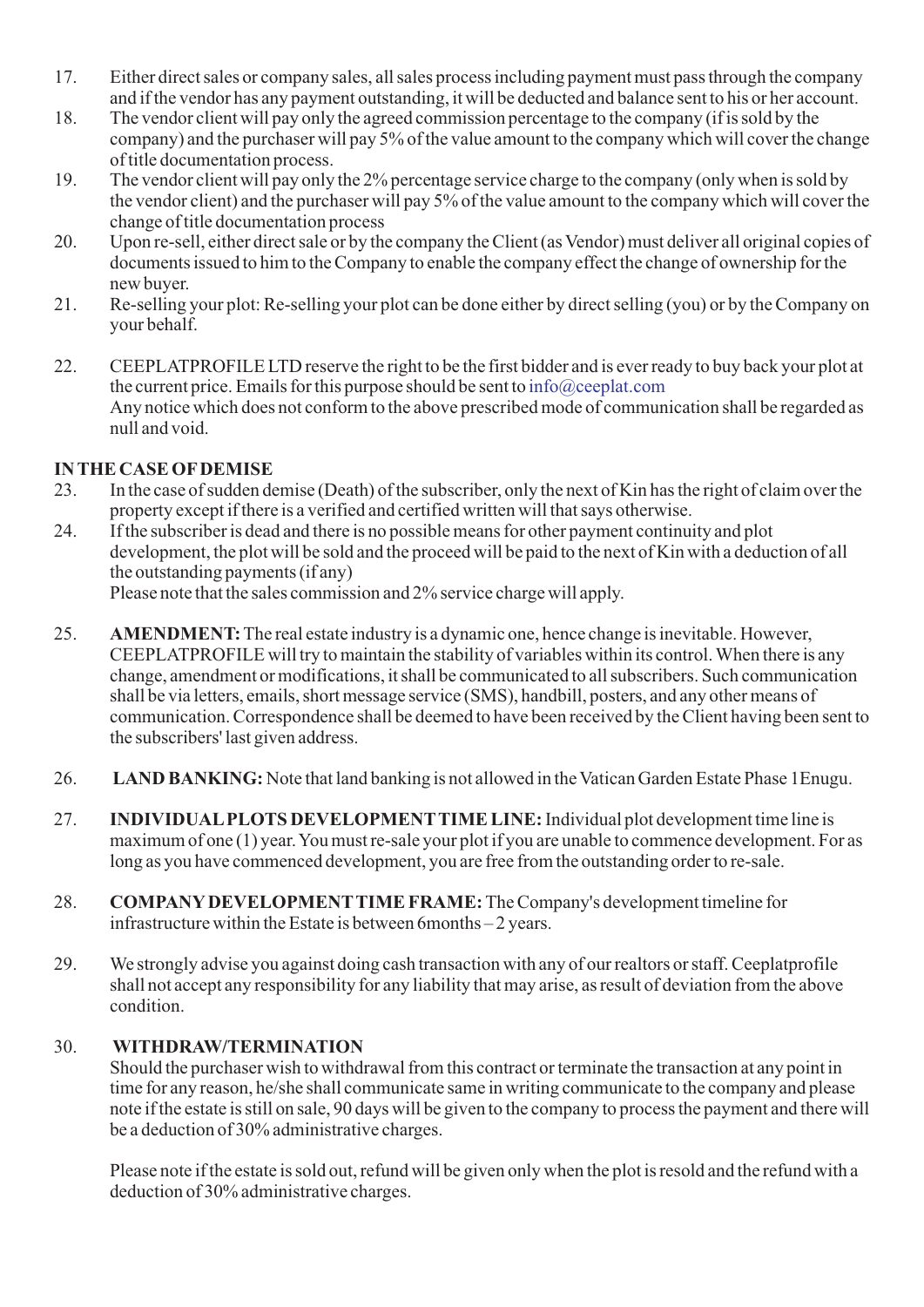17. Either direct sales or company sales, all sales process including payment must pass through the company and if the vendor has any payment outstanding, it will be deducted and balance sent to his or her account.
18. The vendor client will pay only the agreed commission percentage to the company (if is sold by the company) and the purchaser will pay 5% of the value amount to the company which will cover the change of title documentation process.
19. The vendor client will pay only the 2% percentage service charge to the company (only when is sold by the vendor client) and the purchaser will pay 5% of the value amount to the company which will cover the change of title documentation process
20. Upon re-sell, either direct sale or by the company the Client (as Vendor) must deliver all original copies of documents issued to him to the Company to enable the company effect the change of ownership for the new buyer.
21. Re-selling your plot: Re-selling your plot can be done either by direct selling (you) or by the Company on your behalf.
22. CEEPLATPROFILE LTD reserve the right to be the first bidder and is ever ready to buy back your plot at the current price. Emails for this purpose should be sent to info@ceeplat.com
    Any notice which does not conform to the above prescribed mode of communication shall be regarded as null and void.

**IN THE CASE OF DEMISE**

23. In the case of sudden demise (Death) of the subscriber, only the next of Kin has the right of claim over the property except if there is a verified and certified written will that says otherwise.
24. If the subscriber is dead and there is no possible means for other payment continuity and plot development, the plot will be sold and the proceed will be paid to the next of Kin with a deduction of all the outstanding payments (if any)
    Please note that the sales commission and 2% service charge will apply.
25. **AMENDMENT:** The real estate industry is a dynamic one, hence change is inevitable. However, CEEPLATPROFILE will try to maintain the stability of variables within its control. When there is any change, amendment or modifications, it shall be communicated to all subscribers. Such communication shall be via letters, emails, short message service (SMS), handbill, posters, and any other means of communication. Correspondence shall be deemed to have been received by the Client having been sent to the subscribers' last given address.
26. **LAND BANKING:** Note that land banking is not allowed in the Vatican Garden Estate Phase 1Enugu.
27. **INDIVIDUAL PLOTS DEVELOPMENT TIME LINE:** Individual plot development time line is maximum of one (1) year. You must re-sale your plot if you are unable to commence development. For as long as you have commenced development, you are free from the outstanding order to re-sale.
28. **COMPANY DEVELOPMENT TIME FRAME:** The Company's development timeline for infrastructure within the Estate is between 6months – 2 years.
29. We strongly advise you against doing cash transaction with any of our realtors or staff. Ceeplatprofile shall not accept any responsibility for any liability that may arise, as result of deviation from the above condition.
30. **WITHDRAW/TERMINATION**
    Should the purchaser wish to withdrawal from this contract or terminate the transaction at any point in time for any reason, he/she shall communicate same in writing communicate to the company and please note if the estate is still on sale, 90 days will be given to the company to process the payment and there will be a deduction of 30% administrative charges.

    Please note if the estate is sold out, refund will be given only when the plot is resold and the refund with a deduction of 30% administrative charges.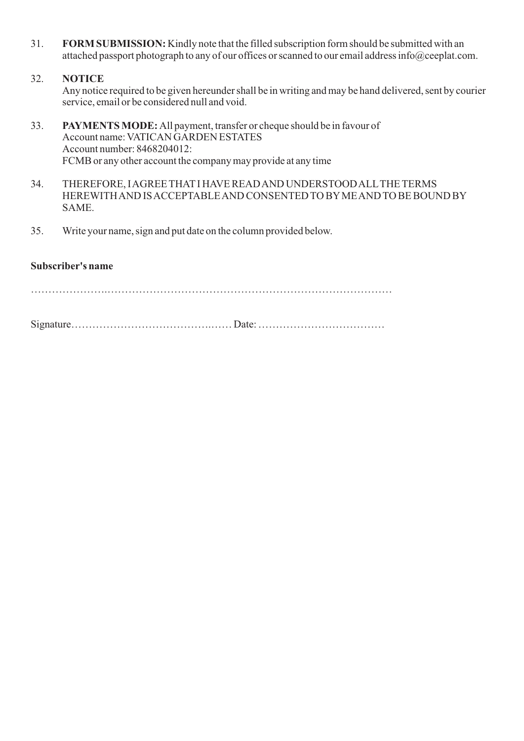31. **FORM SUBMISSION:** Kindly note that the filled subscription form should be submitted with an attached passport photograph to any of our offices or scanned to our email address info@ceeplat.com.

32. **NOTICE**
    Any notice required to be given hereunder shall be in writing and may be hand delivered, sent by courier service, email or be considered null and void.

33. **PAYMENTS MODE:** All payment, transfer or cheque should be in favour of
    Account name: VATICAN GARDEN ESTATES
    Account number: 8468204012:
    FCMB or any other account the company may provide at any time

34. THEREFORE, I AGREE THAT I HAVE READ AND UNDERSTOOD ALL THE TERMS HEREWITH AND IS ACCEPTABLE AND CONSENTED TO BY ME AND TO BE BOUND BY SAME.

35. Write your name, sign and put date on the column provided below.

**Subscriber's name**

…………………..………………………………………………………………………

Signature…………………………………..…… Date: ………………………………